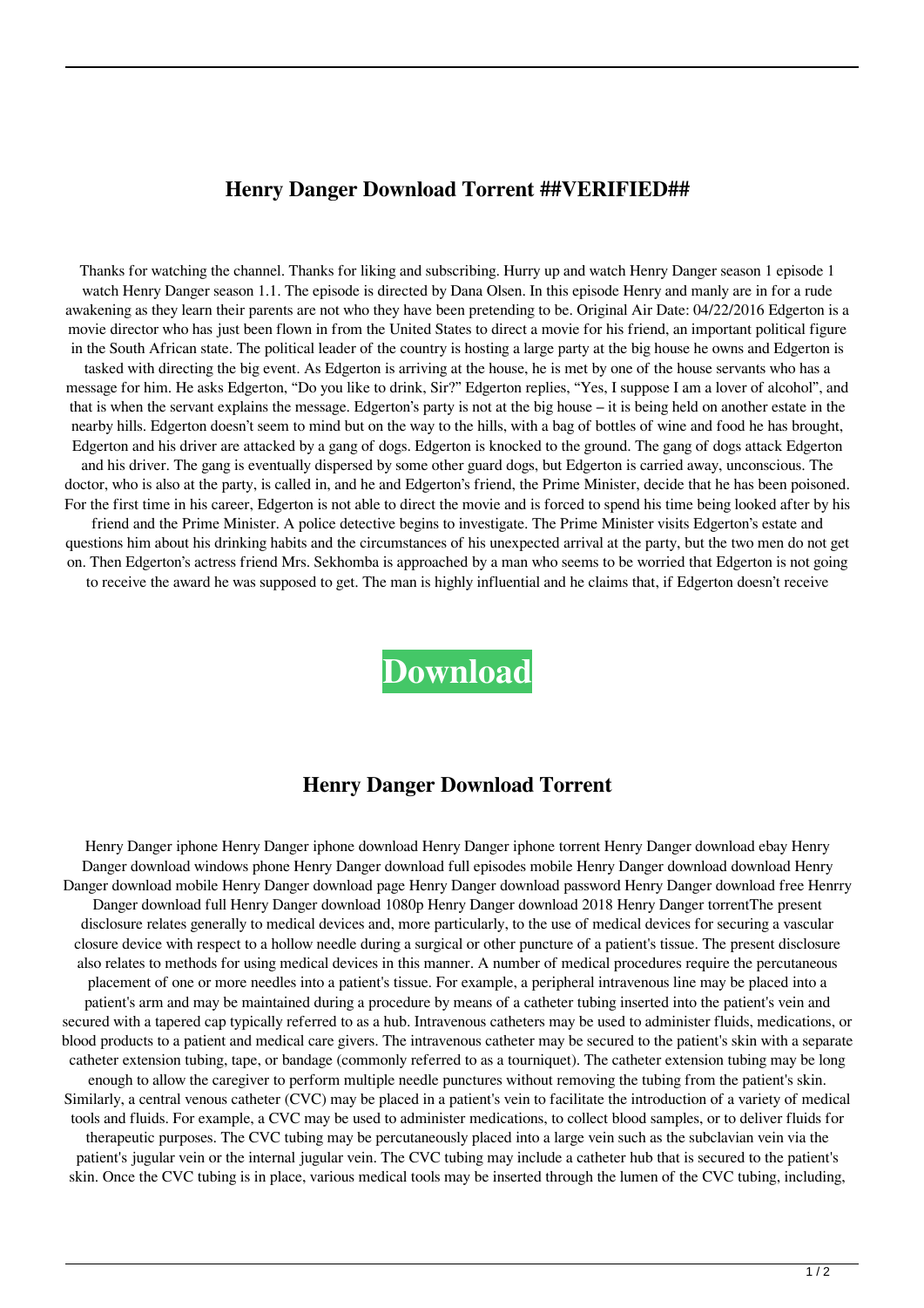## Henry Danger Download Torrent ##VERIFIED##

Thanks for watching the channel. Thanks for liking and subscribing. Hurry up and watch Henry Danger season 1 episode 1 watch Henry Danger season 1.1. The episode is directed by Dana Olsen. In this episode Henry and manly are in for a rude awakening as they learn their parents are not who they have been pretending to be. Original Air Date: 04/22/2016 Edgerton is a movie director who has just been flown in from the United States to direct a movie for his friend, an important political figure in the South African state. The political leader of the country is hosting a large party at the big house he owns and Edgerton is tasked with directing the big event. As Edgerton is arriving at the house, he is met by one of the house servants who has a message for him. He asks Edgerton, "Do you like to drink, Sir?" Edgerton replies, "Yes, I suppose I am a lover of alcohol", and that is when the servant explains the message. Edgerton's party is not at the big house – it is being held on another estate in the nearby hills. Edgerton doesn't seem to mind but on the way to the hills, with a bag of bottles of wine and food he has brought, Edgerton and his driver are attacked by a gang of dogs. Edgerton is knocked to the ground. The gang of dogs attack Edgerton and his driver. The gang is eventually dispersed by some other guard dogs, but Edgerton is carried away, unconscious. The doctor, who is also at the party, is called in, and he and Edgerton's friend, the Prime Minister, decide that he has been poisoned. For the first time in his career, Edgerton is not able to direct the movie and is forced to spend his time being looked after by his friend and the Prime Minister. A police detective begins to investigate. The Prime Minister visits Edgerton's estate and questions him about his drinking habits and the circumstances of his unexpected arrival at the party, but the two men do not get on. Then Edgerton's actress friend Mrs. Sekhomba is approached by a man who seems to be worried that Edgerton is not going to receive the award he was supposed to get. The man is highly influential and he claims that, if Edgerton doesn't receive

**Download**

## Henry Danger Download Torrent

Henry Danger iphone Henry Danger iphone download Henry Danger iphone torrent Henry Danger download ebay Henry Danger download windows phone Henry Danger download full episodes mobile Henry Danger download download Henry Danger download mobile Henry Danger download page Henry Danger download password Henry Danger download free Henrry Danger download full Henry Danger download 1080p Henry Danger download 2018 Henry Danger torrentThe present disclosure relates generally to medical devices and, more particularly, to the use of medical devices for securing a vascular closure device with respect to a hollow needle during a surgical or other puncture of a patient's tissue. The present disclosure also relates to methods for using medical devices in this manner. A number of medical procedures require the percutaneous placement of one or more needles into a patient's tissue. For example, a peripheral intravenous line may be placed into a patient's arm and may be maintained during a procedure by means of a catheter tubing inserted into the patient's vein and secured with a tapered cap typically referred to as a hub. Intravenous catheters may be used to administer fluids, medications, or blood products to a patient and medical care givers. The intravenous catheter may be secured to the patient's skin with a separate catheter extension tubing, tape, or bandage (commonly referred to as a tourniquet). The catheter extension tubing may be long enough to allow the caregiver to perform multiple needle punctures without removing the tubing from the patient's skin. Similarly, a central venous catheter (CVC) may be placed in a patient's vein to facilitate the introduction of a variety of medical tools and fluids. For example, a CVC may be used to administer medications, to collect blood samples, or to deliver fluids for therapeutic purposes. The CVC tubing may be percutaneously placed into a large vein such as the subclavian vein via the patient's jugular vein or the internal jugular vein. The CVC tubing may include a catheter hub that is secured to the patient's skin. Once the CVC tubing is in place, various medical tools may be inserted through the lumen of the CVC tubing, including,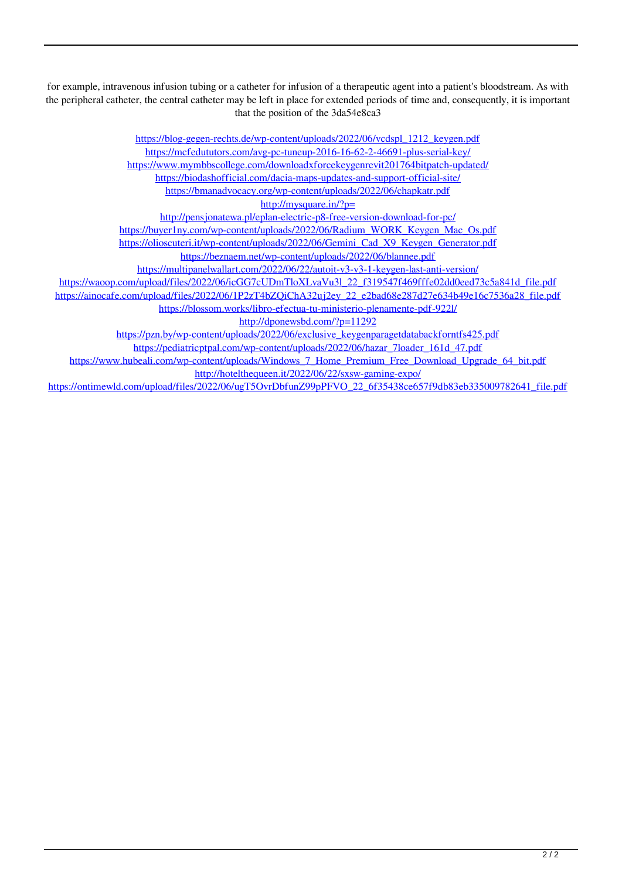for example, intravenous infusion tubing or a catheter for infusion of a therapeutic agent into a patient's bloodstream. As with the peripheral catheter, the central catheter may be left in place for extended periods of time and, consequently, it is important that the position of the 3da54e8ca3

https://blog-gegen-rechts.de/wp-content/uploads/2022/06/vcdspl_1212_keygen.pdf
https://mcfedututors.com/avg-pc-tuneup-2016-16-62-2-46691-plus-serial-key/
https://www.mymbbscollege.com/downloadxforcekeygenrevit201764bitpatch-updated/
https://biodashofficial.com/dacia-maps-updates-and-support-official-site/
https://bmanadvocacy.org/wp-content/uploads/2022/06/chapkatr.pdf
http://mysquare.in/?p=
http://pensjonatewa.pl/eplan-electric-p8-free-version-download-for-pc/
https://buyer1ny.com/wp-content/uploads/2022/06/Radium_WORK_Keygen_Mac_Os.pdf
https://olioscuteri.it/wp-content/uploads/2022/06/Gemini_Cad_X9_Keygen_Generator.pdf
https://beznaem.net/wp-content/uploads/2022/06/blannee.pdf
https://multipanelwallart.com/2022/06/22/autoit-v3-v3-1-keygen-last-anti-version/
https://waoop.com/upload/files/2022/06/icGG7cUDmTloXLvaVu3l_22_f319547f469fffe02dd0eed73c5a841d_file.pdf
https://ainocafe.com/upload/files/2022/06/1P2zT4bZQiChA32uj2ey_22_e2bad68e287d27e634b49e16c7536a28_file.pdf
https://blossom.works/libro-efectua-tu-ministerio-plenamente-pdf-922l/
http://dponewsbd.com/?p=11292
https://pzn.by/wp-content/uploads/2022/06/exclusive_keygenparagetdatabackforntfs425.pdf
https://pediatricptpal.com/wp-content/uploads/2022/06/hazar_7loader_161d_47.pdf
https://www.hubeali.com/wp-content/uploads/Windows_7_Home_Premium_Free_Download_Upgrade_64_bit.pdf
http://hotelthequeen.it/2022/06/22/sxsw-gaming-expo/
https://ontimewld.com/upload/files/2022/06/ugT5OvrDbfunZ99pPFVO_22_6f35438ce657f9db83eb335009782641_file.pdf